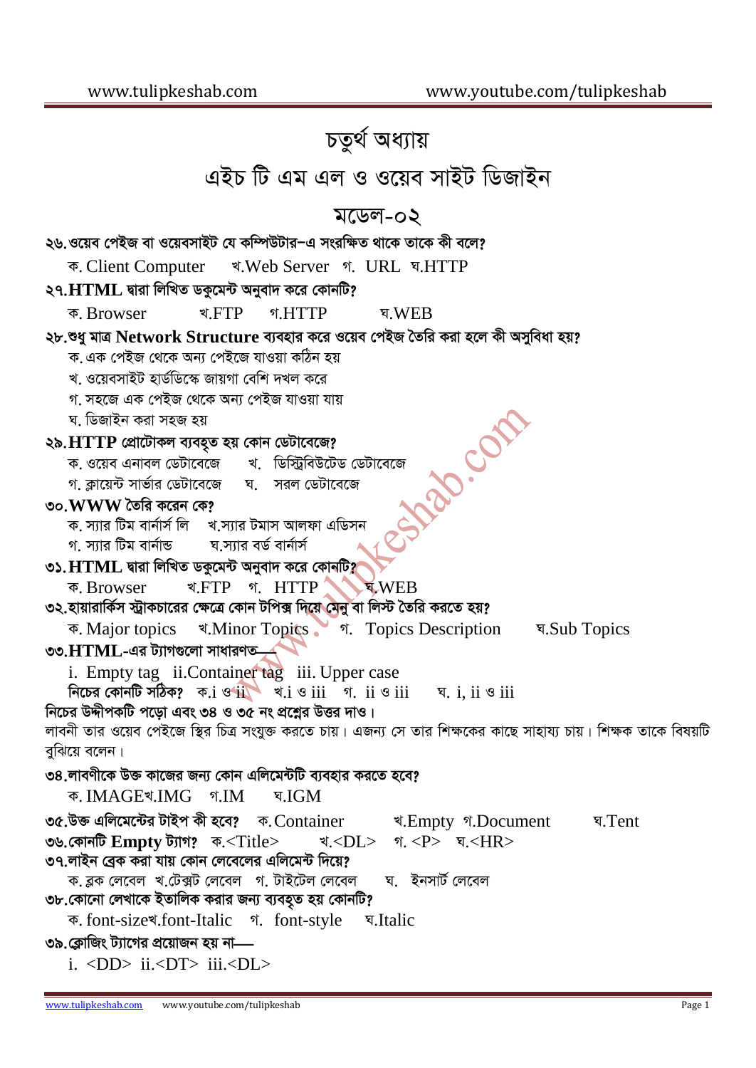# চতুর্থ অধ্যায়

## এইচ টি এম এল ও ওয়েব সাইট ডিজাইন

### মডেল-০২

**২৬.ওয়েব পেইজ বা ওয়েবসাইট যে কম্পিউটার–এ সংরক্ষিত থাকে তাকে কী বলে?**

ক. Client Computer খ.Web Server গ. URL ঘ.HTTP

**২৭.HTML দ্বারা লিখিত ডকুমেন্ট অনুবাদ করে কোনটি?**

ক. Browser খ.FTP গ.HTTP ঘ.WEB

**২৮.শুধু মাত্র Network Structure ব্যবহার করে ওয়েব পেইজ তৈরি করা হলে কী অসুবিধা হয়?**

ক. এক পেইজ থেকে অন্য পেইজে যাওয়া কঠিন হয়
খ. ওয়েবসাইট হার্ডডিস্কে জায়গা বেশি দখল করে
গ. সহজে এক পেইজ থেকে অন্য পেইজ যাওয়া যায়
ঘ. ডিজাইন করা সহজ হয়

**২৯.HTTP প্রোটোকল ব্যবহৃত হয় কোন ডেটাবেজে?**

ক. ওয়েব এনাবল ডেটাবেজে খ. ডিস্ট্রিবিউটেড ডেটাবেজে
গ. ক্লায়েন্ট সার্ভার ডেটাবেজে ঘ. সরল ডেটাবেজে

**৩০.WWW তৈরি করেন কে?**

ক. স্যার টিম বার্নার্স লি খ.স্যার টমাস আলফা এডিসন
গ. স্যার টিম বার্নান্ড ঘ.স্যার বর্ড বার্নার্স

**৩১.HTML দ্বারা লিখিত ডকুমেন্ট অনুবাদ করে কোনটি?**

ক. Browser খ.FTP গ. HTTP ঘ.WEB

**৩২.হায়ারার্কিস স্ট্রাকচারের ক্ষেত্রে কোন টপিক্স দিয়ে মেনু বা লিস্ট তৈরি করতে হয়?**

ক. Major topics খ.Minor Topics গ. Topics Description ঘ.Sub Topics

**৩৩.HTML-এর ট্যাগগুলো সাধারণত—**

i. Empty tag ii.Container tag iii. Upper case

**নিচের কোনটি সঠিক?** ক.i ও ii খ.i ও iii গ. ii ও iii ঘ. i, ii ও iii

**নিচের উদ্দীপকটি পড়ো এবং ৩৪ ও ৩৫ নং প্রশ্নের উত্তর দাও।**

লাবনী তার ওয়েব পেইজে স্থির চিত্র সংযুক্ত করতে চায়। এজন্য সে তার শিক্ষকের কাছে সাহায্য চায়। শিক্ষক তাকে বিষয়টি বুঝিয়ে বলেন।

**৩৪.লাবণীকে উক্ত কাজের জন্য কোন এলিমেন্টটি ব্যবহার করতে হবে?**

ক. IMAGEখ.IMG গ.IM ঘ.IGM

**৩৫.উক্ত এলিমেন্টের টাইপ কী হবে?** ক.Container খ.Empty গ.Document ঘ.Tent

**৩৬.কোনটি Empty ট্যাগ?** ক.<Title> খ.<DL> গ. <P> ঘ.<HR>

**৩৭.লাইন ব্রেক করা যায় কোন লেবেলের এলিমেন্ট দিয়ে?**

ক. ব্লক লেবেল খ.টেক্সট লেবেল গ. টাইটেল লেবেল ঘ. ইনসার্ট লেবেল

**৩৮.কোনো লেখাকে ইতালিক করার জন্য ব্যবহৃত হয় কোনটি?**

ক. font-sizeখ.font-Italic গ. font-style ঘ.Italic

**৩৯.ক্লোজিং ট্যাগের প্রয়োজন হয় না—**

i. <DD> ii.<DT> iii.<DL>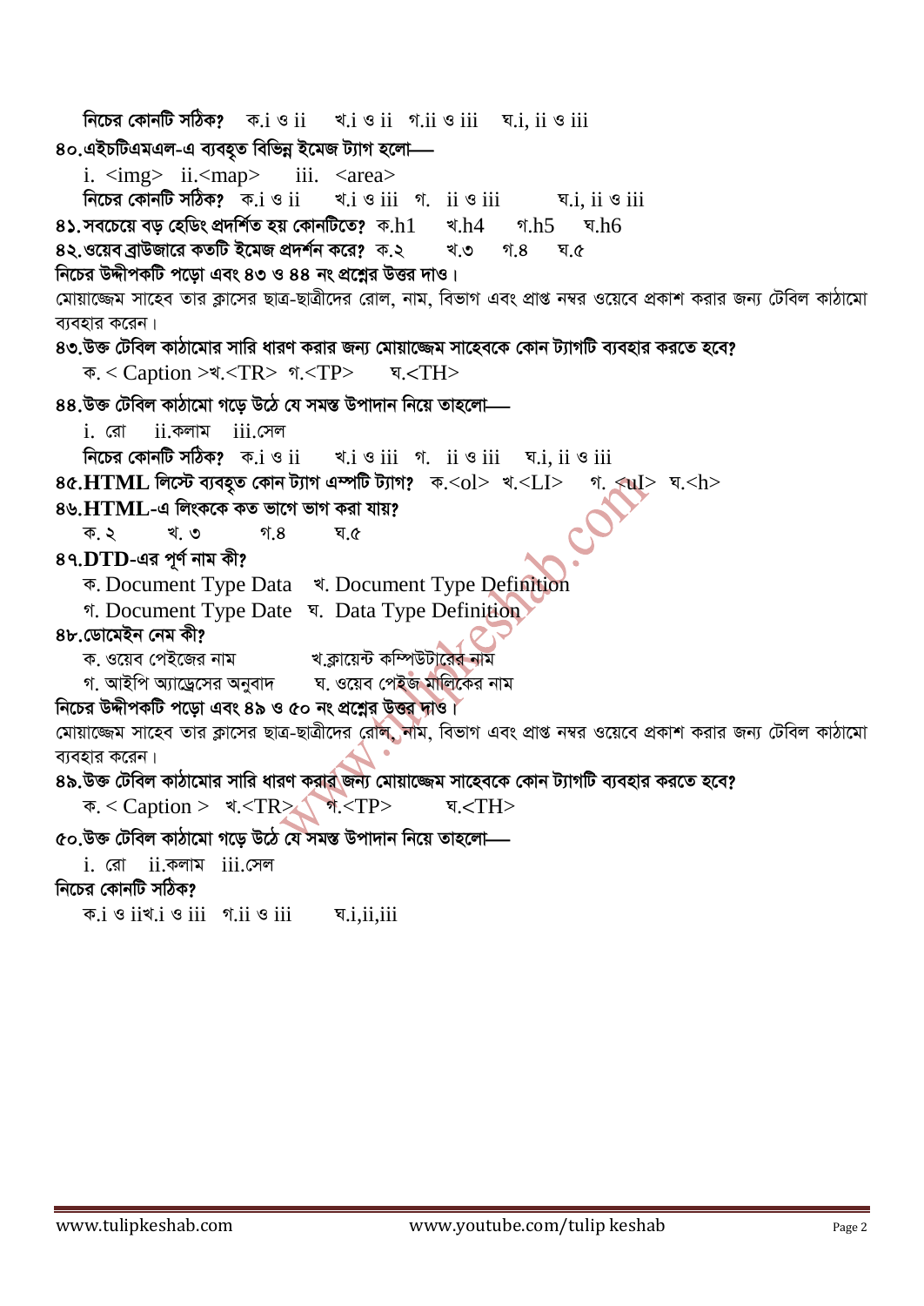**নিচের কোনটি সঠিক?** ক.i ও ii খ.i ও ii গ.ii ও iii ঘ.i, ii ও iii

**৪০.এইচটিএমএল-এ ব্যবহৃত বিভিন্ন ইমেজ ট্যাগ হলো—**

i. <img> ii.<map> iii. <area>

**নিচের কোনটি সঠিক?** ক.i ও ii খ.i ও iii গ. ii ও iii ঘ.i, ii ও iii

**৪১.সবচেয়ে বড় হেডিং প্রদর্শিত হয় কোনটিতে?** ক.h1 খ.h4 গ.h5 ঘ.h6

**৪২.ওয়েব ব্রাউজারে কতটি ইমেজ প্রদর্শন করে?** ক.২ খ.৩ গ.৪ ঘ.৫

**নিচের উদ্দীপকটি পড়ো এবং ৪৩ ও ৪৪ নং প্রশ্নের উত্তর দাও।**

মোয়াজ্জেম সাহেব তার ক্লাসের ছাত্র-ছাত্রীদের রোল, নাম, বিভাগ এবং প্রাপ্ত নম্বর ওয়েবে প্রকাশ করার জন্য টেবিল কাঠামো ব্যবহার করেন।

**৪৩.উক্ত টেবিল কাঠামোর সারি ধারণ করার জন্য মোয়াজ্জেম সাহেবকে কোন ট্যাগটি ব্যবহার করতে হবে?**

ক. < Caption >খ.<TR> গ.<TP> ঘ.<TH>

**৪৪.উক্ত টেবিল কাঠামো গড়ে উঠে যে সমস্ত উপাদান নিয়ে তাহলো—**

i. রো ii.কলাম iii.সেল

**নিচের কোনটি সঠিক?** ক.i ও ii খ.i ও iii গ. ii ও iii ঘ.i, ii ও iii

**৪৫.HTML লিস্টে ব্যবহৃত কোন ট্যাগ এম্পটি ট্যাগ?** ক.<ol> খ.<LI> গ. <ul> ঘ.<h>

**৪৬.HTML-এ লিংককে কত ভাগে ভাগ করা যায়?**

ক. ২ খ. ৩ গ.৪ ঘ.৫

**৪৭.DTD-এর পূর্ণ নাম কী?**

ক. Document Type Data খ. Document Type Definition

গ. Document Type Date ঘ. Data Type Definition

**৪৮.ডোমেইন নেম কী?**

ক. ওয়েব পেইজের নাম খ.ক্লায়েন্ট কম্পিউটারের নাম

গ. আইপি অ্যাড্রেসের অনুবাদ ঘ. ওয়েব পেইজ মালিকের নাম

**নিচের উদ্দীপকটি পড়ো এবং ৪৯ ও ৫০ নং প্রশ্নের উত্তর দাও।**

মোয়াজ্জেম সাহেব তার ক্লাসের ছাত্র-ছাত্রীদের রোল, নাম, বিভাগ এবং প্রাপ্ত নম্বর ওয়েবে প্রকাশ করার জন্য টেবিল কাঠামো ব্যবহার করেন।

**৪৯.উক্ত টেবিল কাঠামোর সারি ধারণ করার জন্য মোয়াজ্জেম সাহেবকে কোন ট্যাগটি ব্যবহার করতে হবে?**

ক. < Caption > খ.<TR> গ.<TP> ঘ.<TH>

**৫০.উক্ত টেবিল কাঠামো গড়ে উঠে যে সমস্ত উপাদান নিয়ে তাহলো—**

i. রো ii.কলাম iii.সেল

**নিচের কোনটি সঠিক?**

ক.i ও iiখ.i ও iii গ.ii ও iii ঘ.i,ii,iii